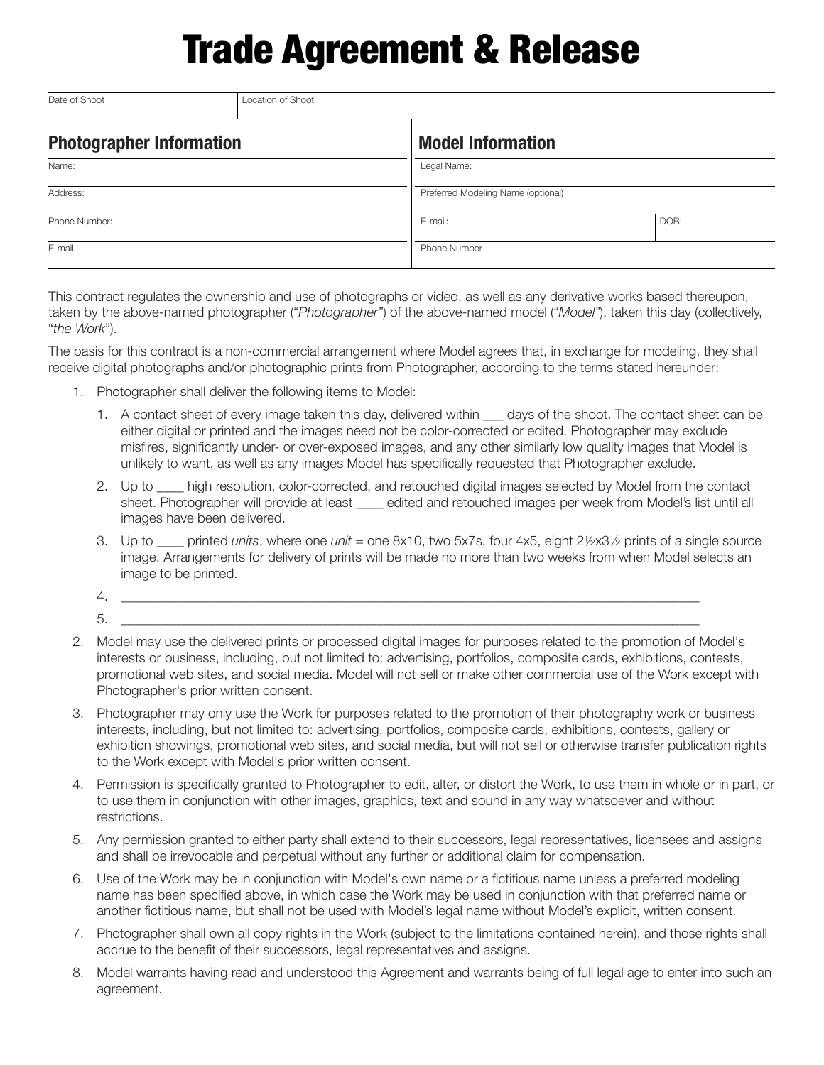# Trade Agreement & Release

| Date of Shoot | Location of Shoot |
| --- | --- |
| | |

| Photographer Information | Model Information | |
| --- | --- | --- |
| Name: | Legal Name: | |
| Address: | Preferred Modeling Name (optional) | |
| Phone Number: | E-mail: | DOB: |
| E-mail | Phone Number | |

This contract regulates the ownership and use of photographs or video, as well as any derivative works based thereupon, taken by the above-named photographer ("*Photographer*") of the above-named model ("*Model*"), taken this day (collectively, "*the Work*").

The basis for this contract is a non-commercial arrangement where Model agrees that, in exchange for modeling, they shall receive digital photographs and/or photographic prints from Photographer, according to the terms stated hereunder:

1. Photographer shall deliver the following items to Model:
    1. A contact sheet of every image taken this day, delivered within ___ days of the shoot. The contact sheet can be either digital or printed and the images need not be color-corrected or edited. Photographer may exclude misfires, significantly under- or over-exposed images, and any other similarly low quality images that Model is unlikely to want, as well as any images Model has specifically requested that Photographer exclude.
    2. Up to ____ high resolution, color-corrected, and retouched digital images selected by Model from the contact sheet. Photographer will provide at least ____ edited and retouched images per week from Model's list until all images have been delivered.
    3. Up to ____ printed *units*, where one *unit* = one 8x10, two 5x7s, four 4x5, eight 2½x3½ prints of a single source image. Arrangements for delivery of prints will be made no more than two weeks from when Model selects an image to be printed.
    4. ________________________________________________________________________________
    5. ________________________________________________________________________________
2. Model may use the delivered prints or processed digital images for purposes related to the promotion of Model's interests or business, including, but not limited to: advertising, portfolios, composite cards, exhibitions, contests, promotional web sites, and social media. Model will not sell or make other commercial use of the Work except with Photographer's prior written consent.
3. Photographer may only use the Work for purposes related to the promotion of their photography work or business interests, including, but not limited to: advertising, portfolios, composite cards, exhibitions, contests, gallery or exhibition showings, promotional web sites, and social media, but will not sell or otherwise transfer publication rights to the Work except with Model's prior written consent.
4. Permission is specifically granted to Photographer to edit, alter, or distort the Work, to use them in whole or in part, or to use them in conjunction with other images, graphics, text and sound in any way whatsoever and without restrictions.
5. Any permission granted to either party shall extend to their successors, legal representatives, licensees and assigns and shall be irrevocable and perpetual without any further or additional claim for compensation.
6. Use of the Work may be in conjunction with Model's own name or a fictitious name unless a preferred modeling name has been specified above, in which case the Work may be used in conjunction with that preferred name or another fictitious name, but shall not be used with Model's legal name without Model's explicit, written consent.
7. Photographer shall own all copy rights in the Work (subject to the limitations contained herein), and those rights shall accrue to the benefit of their successors, legal representatives and assigns.
8. Model warrants having read and understood this Agreement and warrants being of full legal age to enter into such an agreement.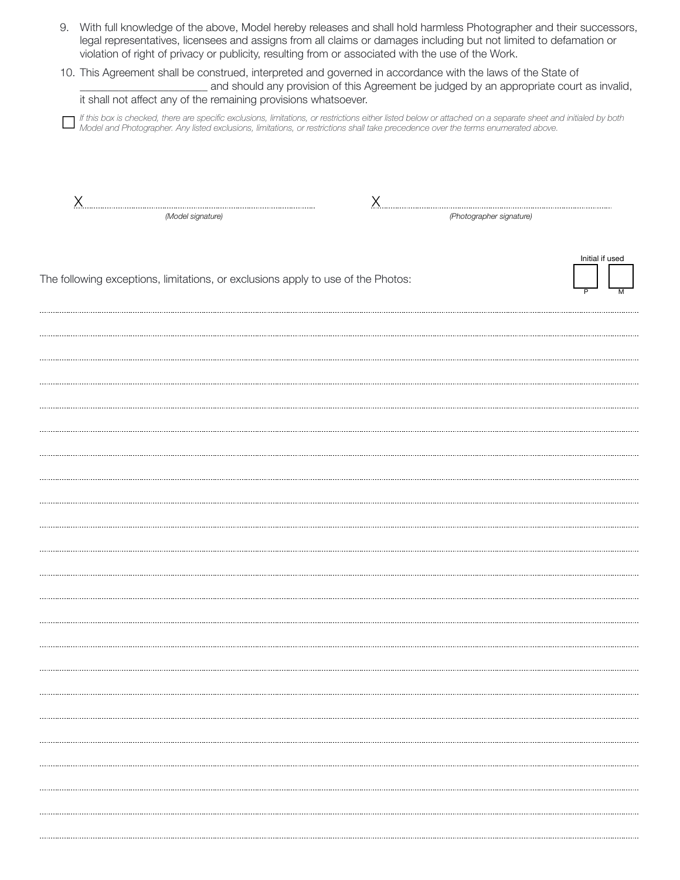9. With full knowledge of the above, Model hereby releases and shall hold harmless Photographer and their successors, legal representatives, licensees and assigns from all claims or damages including but not limited to defamation or violation of right of privacy or publicity, resulting from or associated with the use of the Work.

10. This Agreement shall be construed, interpreted and governed in accordance with the laws of the State of ______________________ and should any provision of this Agreement be judged by an appropriate court as invalid, it shall not affect any of the remaining provisions whatsoever.

☐ *If this box is checked, there are specific exclusions, limitations, or restrictions either listed below or attached on a separate sheet and initialed by both Model and Photographer. Any listed exclusions, limitations, or restrictions shall take precedence over the terms enumerated above.*

X ............................................................
*(Model signature)*

X ............................................................
*(Photographer signature)*

Initial if used: ☐ P ☐ M

The following exceptions, limitations, or exclusions apply to use of the Photos:

............................................................................................................................................

............................................................................................................................................

............................................................................................................................................

............................................................................................................................................

............................................................................................................................................

............................................................................................................................................

............................................................................................................................................

............................................................................................................................................

............................................................................................................................................

............................................................................................................................................

............................................................................................................................................

............................................................................................................................................

............................................................................................................................................

............................................................................................................................................

............................................................................................................................................

............................................................................................................................................

............................................................................................................................................

............................................................................................................................................

............................................................................................................................................

............................................................................................................................................

............................................................................................................................................

............................................................................................................................................

............................................................................................................................................